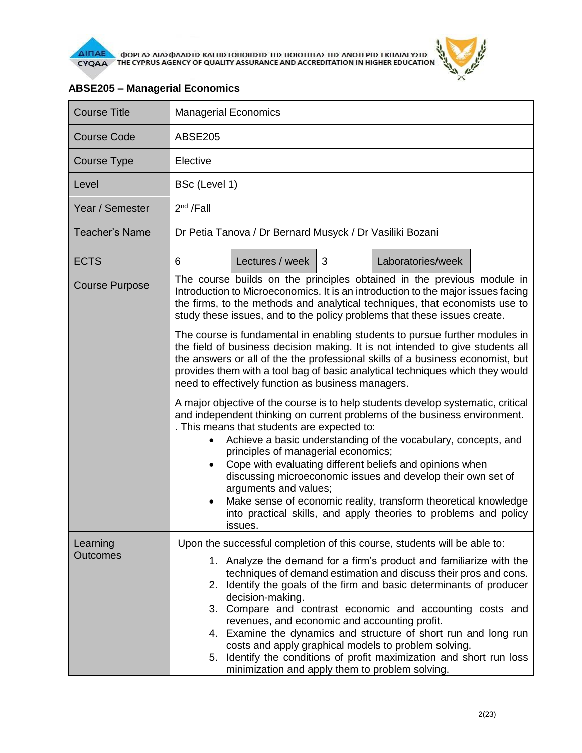## ABSE205 – Managerial Economics

| Course Title | Managerial Economics | | | | |
|---|---|---|---|---|---|
| Course Code | ABSE205 | | | | |
| Course Type | Elective | | | | |
| Level | BSc (Level 1) | | | | |
| Year / Semester | 2nd /Fall | | | | |
| Teacher's Name | Dr Petia Tanova / Dr Bernard Musyck / Dr Vasiliki Bozani | | | | |
| ECTS | 6 | Lectures / week | 3 | Laboratories/week | |
| Course Purpose | The course builds on the principles obtained in the previous module in Introduction to Microeconomics. It is an introduction to the major issues facing the firms, to the methods and analytical techniques, that economists use to study these issues, and to the policy problems that these issues create.<br><br>The course is fundamental in enabling students to pursue further modules in the field of business decision making. It is not intended to give students all the answers or all of the the professional skills of a business economist, but provides them with a tool bag of basic analytical techniques which they would need to effectively function as business managers.<br><br>A major objective of the course is to help students develop systematic, critical and independent thinking on current problems of the business environment. . This means that students are expected to:<br>• Achieve a basic understanding of the vocabulary, concepts, and principles of managerial economics;<br>• Cope with evaluating different beliefs and opinions when discussing microeconomic issues and develop their own set of arguments and values;<br>• Make sense of economic reality, transform theoretical knowledge into practical skills, and apply theories to problems and policy issues. | | | | |
| Learning Outcomes | Upon the successful completion of this course, students will be able to:<br>1. Analyze the demand for a firm's product and familiarize with the techniques of demand estimation and discuss their pros and cons.<br>2. Identify the goals of the firm and basic determinants of producer decision-making.<br>3. Compare and contrast economic and accounting costs and revenues, and economic and accounting profit.<br>4. Examine the dynamics and structure of short run and long run costs and apply graphical models to problem solving.<br>5. Identify the conditions of profit maximization and short run loss minimization and apply them to problem solving. | | | | |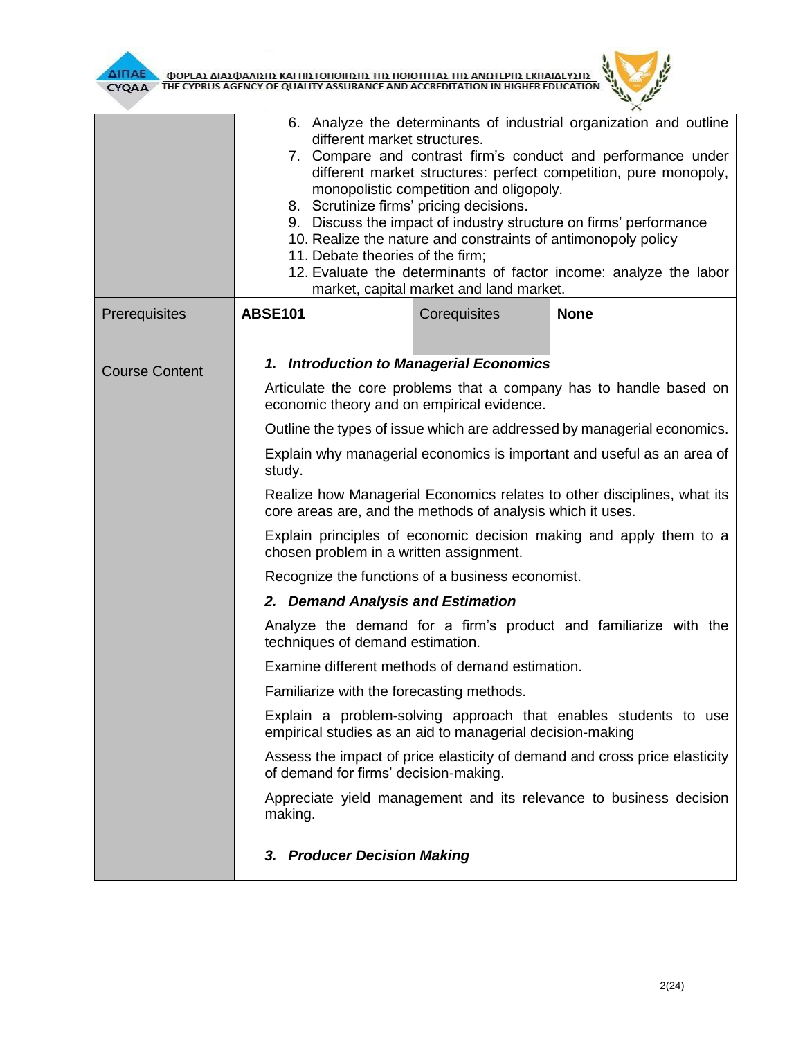| | |
|---|---|
| | 6. Analyze the determinants of industrial organization and outline different market structures.<br>7. Compare and contrast firm's conduct and performance under different market structures: perfect competition, pure monopoly, monopolistic competition and oligopoly.<br>8. Scrutinize firms' pricing decisions.<br>9. Discuss the impact of industry structure on firms' performance<br>10. Realize the nature and constraints of antimonopoly policy<br>11. Debate theories of the firm;<br>12. Evaluate the determinants of factor income: analyze the labor market, capital market and land market. |

| Prerequisites | **ABSE101** | Corequisites | **None** |
|---|---|---|---|

| | |
|---|---|
| Course Content | ***1. Introduction to Managerial Economics***<br><br>Articulate the core problems that a company has to handle based on economic theory and on empirical evidence.<br><br>Outline the types of issue which are addressed by managerial economics.<br><br>Explain why managerial economics is important and useful as an area of study.<br><br>Realize how Managerial Economics relates to other disciplines, what its core areas are, and the methods of analysis which it uses.<br><br>Explain principles of economic decision making and apply them to a chosen problem in a written assignment.<br><br>Recognize the functions of a business economist.<br><br>***2. Demand Analysis and Estimation***<br><br>Analyze the demand for a firm's product and familiarize with the techniques of demand estimation.<br><br>Examine different methods of demand estimation.<br><br>Familiarize with the forecasting methods.<br><br>Explain a problem-solving approach that enables students to use empirical studies as an aid to managerial decision-making<br><br>Assess the impact of price elasticity of demand and cross price elasticity of demand for firms' decision-making.<br><br>Appreciate yield management and its relevance to business decision making.<br><br>***3. Producer Decision Making*** |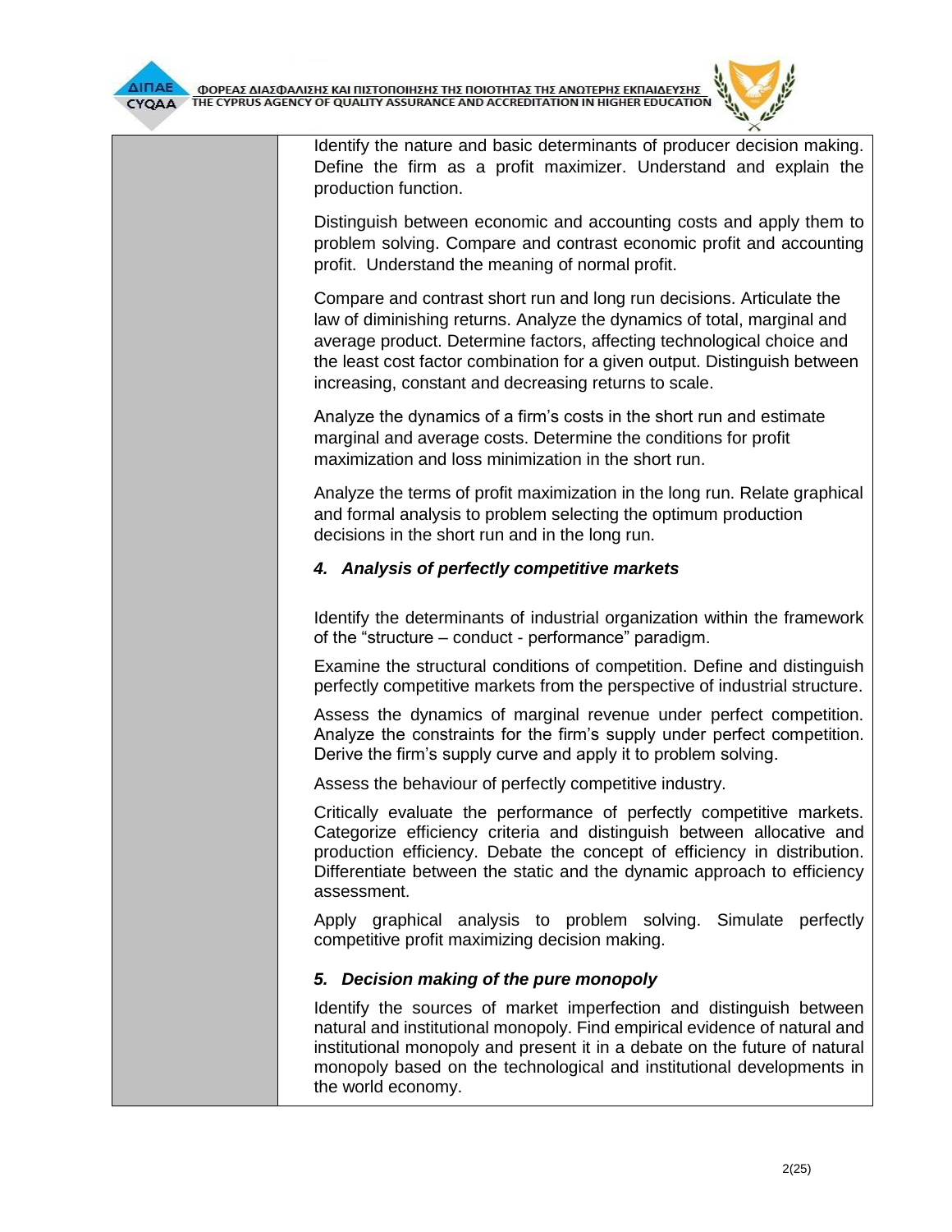Identify the nature and basic determinants of producer decision making. Define the firm as a profit maximizer. Understand and explain the production function.

Distinguish between economic and accounting costs and apply them to problem solving. Compare and contrast economic profit and accounting profit. Understand the meaning of normal profit.

Compare and contrast short run and long run decisions. Articulate the law of diminishing returns. Analyze the dynamics of total, marginal and average product. Determine factors, affecting technological choice and the least cost factor combination for a given output. Distinguish between increasing, constant and decreasing returns to scale.

Analyze the dynamics of a firm's costs in the short run and estimate marginal and average costs. Determine the conditions for profit maximization and loss minimization in the short run.

Analyze the terms of profit maximization in the long run. Relate graphical and formal analysis to problem selecting the optimum production decisions in the short run and in the long run.

***4. Analysis of perfectly competitive markets***

Identify the determinants of industrial organization within the framework of the "structure – conduct - performance" paradigm.

Examine the structural conditions of competition. Define and distinguish perfectly competitive markets from the perspective of industrial structure.

Assess the dynamics of marginal revenue under perfect competition. Analyze the constraints for the firm's supply under perfect competition. Derive the firm's supply curve and apply it to problem solving.

Assess the behaviour of perfectly competitive industry.

Critically evaluate the performance of perfectly competitive markets. Categorize efficiency criteria and distinguish between allocative and production efficiency. Debate the concept of efficiency in distribution. Differentiate between the static and the dynamic approach to efficiency assessment.

Apply graphical analysis to problem solving. Simulate perfectly competitive profit maximizing decision making.

***5. Decision making of the pure monopoly***

Identify the sources of market imperfection and distinguish between natural and institutional monopoly. Find empirical evidence of natural and institutional monopoly and present it in a debate on the future of natural monopoly based on the technological and institutional developments in the world economy.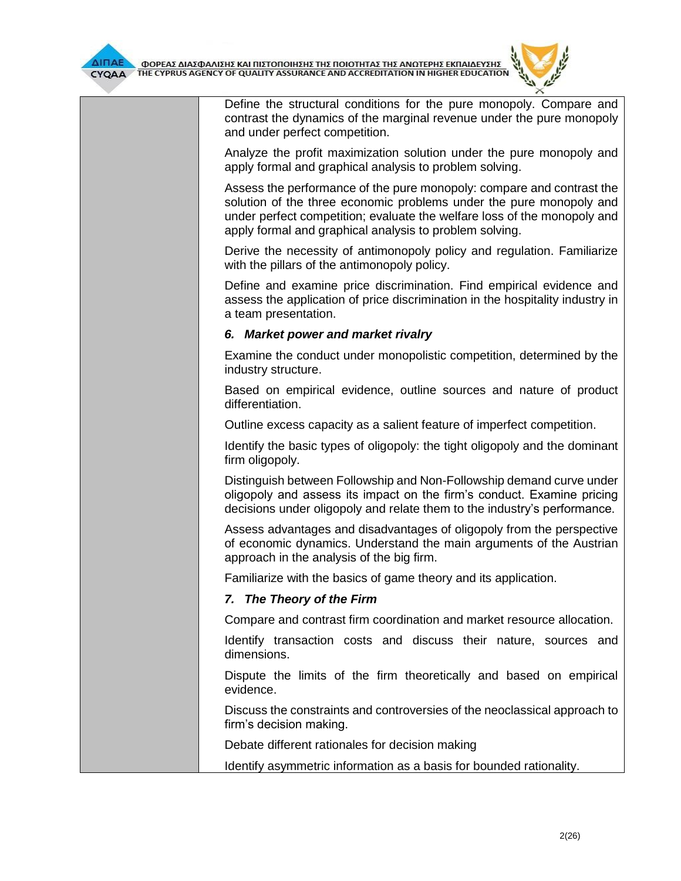Define the structural conditions for the pure monopoly. Compare and contrast the dynamics of the marginal revenue under the pure monopoly and under perfect competition.

Analyze the profit maximization solution under the pure monopoly and apply formal and graphical analysis to problem solving.

Assess the performance of the pure monopoly: compare and contrast the solution of the three economic problems under the pure monopoly and under perfect competition; evaluate the welfare loss of the monopoly and apply formal and graphical analysis to problem solving.

Derive the necessity of antimonopoly policy and regulation. Familiarize with the pillars of the antimonopoly policy.

Define and examine price discrimination. Find empirical evidence and assess the application of price discrimination in the hospitality industry in a team presentation.

***6. Market power and market rivalry***

Examine the conduct under monopolistic competition, determined by the industry structure.

Based on empirical evidence, outline sources and nature of product differentiation.

Outline excess capacity as a salient feature of imperfect competition.

Identify the basic types of oligopoly: the tight oligopoly and the dominant firm oligopoly.

Distinguish between Followship and Non-Followship demand curve under oligopoly and assess its impact on the firm's conduct. Examine pricing decisions under oligopoly and relate them to the industry's performance.

Assess advantages and disadvantages of oligopoly from the perspective of economic dynamics. Understand the main arguments of the Austrian approach in the analysis of the big firm.

Familiarize with the basics of game theory and its application.

***7. The Theory of the Firm***

Compare and contrast firm coordination and market resource allocation.

Identify transaction costs and discuss their nature, sources and dimensions.

Dispute the limits of the firm theoretically and based on empirical evidence.

Discuss the constraints and controversies of the neoclassical approach to firm's decision making.

Debate different rationales for decision making

Identify asymmetric information as a basis for bounded rationality.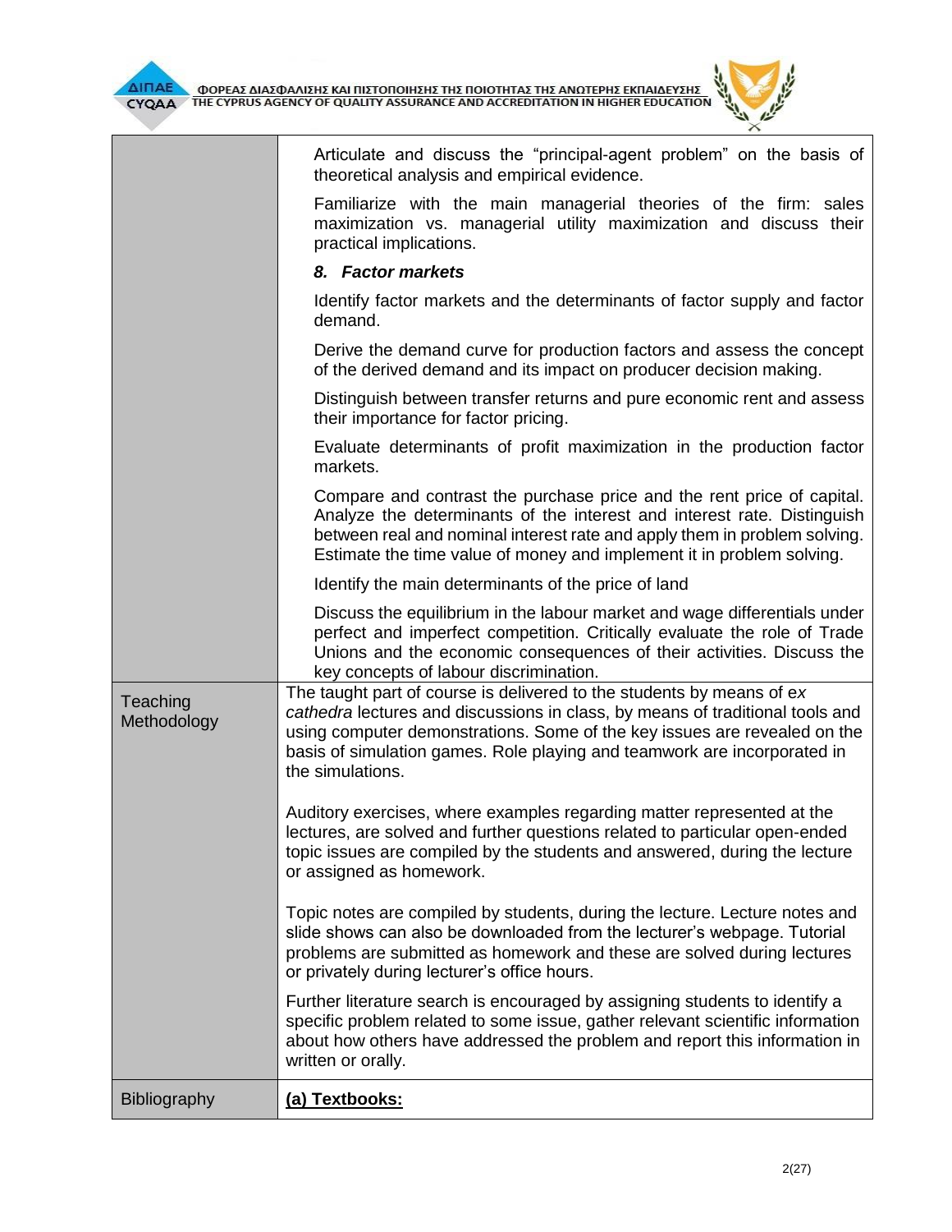| | |
|---|---|
| | Articulate and discuss the "principal-agent problem" on the basis of theoretical analysis and empirical evidence.<br><br>Familiarize with the main managerial theories of the firm: sales maximization vs. managerial utility maximization and discuss their practical implications.<br><br>***8. Factor markets***<br><br>Identify factor markets and the determinants of factor supply and factor demand.<br><br>Derive the demand curve for production factors and assess the concept of the derived demand and its impact on producer decision making.<br><br>Distinguish between transfer returns and pure economic rent and assess their importance for factor pricing.<br><br>Evaluate determinants of profit maximization in the production factor markets.<br><br>Compare and contrast the purchase price and the rent price of capital. Analyze the determinants of the interest and interest rate. Distinguish between real and nominal interest rate and apply them in problem solving. Estimate the time value of money and implement it in problem solving.<br><br>Identify the main determinants of the price of land<br><br>Discuss the equilibrium in the labour market and wage differentials under perfect and imperfect competition. Critically evaluate the role of Trade Unions and the economic consequences of their activities. Discuss the key concepts of labour discrimination. |
| Teaching Methodology | The taught part of course is delivered to the students by means of *ex cathedra* lectures and discussions in class, by means of traditional tools and using computer demonstrations. Some of the key issues are revealed on the basis of simulation games. Role playing and teamwork are incorporated in the simulations.<br><br>Auditory exercises, where examples regarding matter represented at the lectures, are solved and further questions related to particular open-ended topic issues are compiled by the students and answered, during the lecture or assigned as homework.<br><br>Topic notes are compiled by students, during the lecture. Lecture notes and slide shows can also be downloaded from the lecturer's webpage. Tutorial problems are submitted as homework and these are solved during lectures or privately during lecturer's office hours.<br><br>Further literature search is encouraged by assigning students to identify a specific problem related to some issue, gather relevant scientific information about how others have addressed the problem and report this information in written or orally. |
| Bibliography | **(a) Textbooks:** |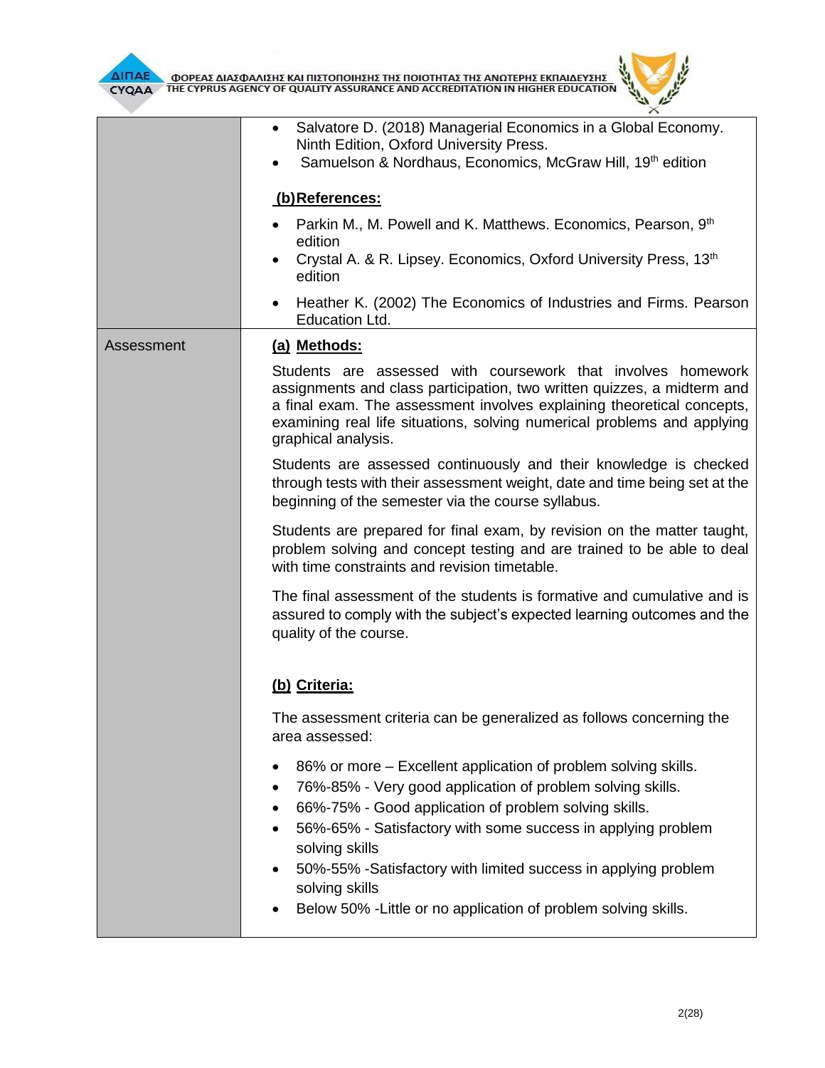| | |
|---|---|
| | • Salvatore D. (2018) Managerial Economics in a Global Economy. Ninth Edition, Oxford University Press.<br>• Samuelson & Nordhaus, Economics, McGraw Hill, 19th edition<br><br>**(b) References:**<br><br>• Parkin M., M. Powell and K. Matthews. Economics, Pearson, 9th edition<br>• Crystal A. & R. Lipsey. Economics, Oxford University Press, 13th edition<br>• Heather K. (2002) The Economics of Industries and Firms. Pearson Education Ltd. |
| Assessment | **(a) Methods:**<br><br>Students are assessed with coursework that involves homework assignments and class participation, two written quizzes, a midterm and a final exam. The assessment involves explaining theoretical concepts, examining real life situations, solving numerical problems and applying graphical analysis.<br><br>Students are assessed continuously and their knowledge is checked through tests with their assessment weight, date and time being set at the beginning of the semester via the course syllabus.<br><br>Students are prepared for final exam, by revision on the matter taught, problem solving and concept testing and are trained to be able to deal with time constraints and revision timetable.<br><br>The final assessment of the students is formative and cumulative and is assured to comply with the subject's expected learning outcomes and the quality of the course.<br><br>**(b) Criteria:**<br><br>The assessment criteria can be generalized as follows concerning the area assessed:<br><br>• 86% or more – Excellent application of problem solving skills.<br>• 76%-85% - Very good application of problem solving skills.<br>• 66%-75% - Good application of problem solving skills.<br>• 56%-65% - Satisfactory with some success in applying problem solving skills<br>• 50%-55% -Satisfactory with limited success in applying problem solving skills<br>• Below 50% -Little or no application of problem solving skills. |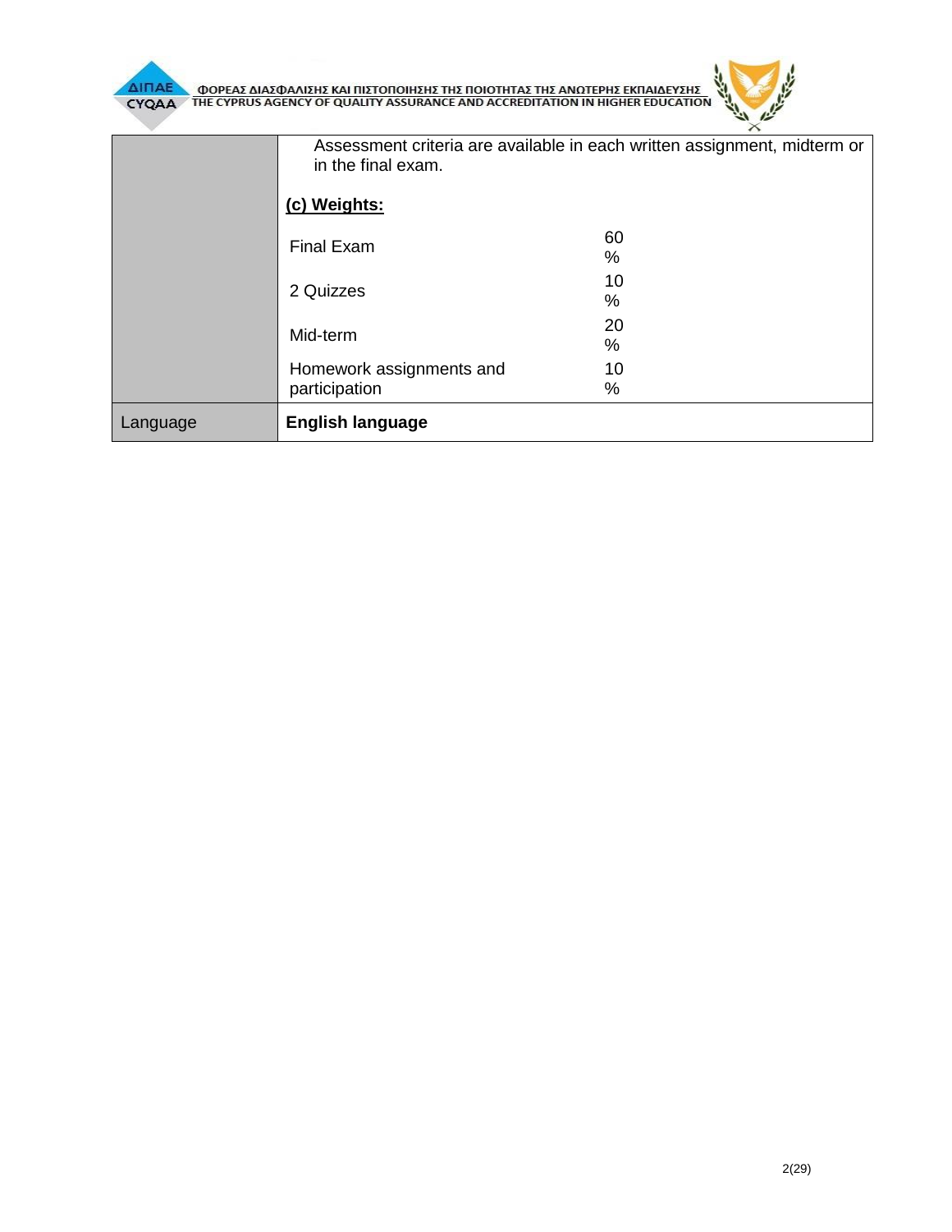| | |
|---|---|
| | Assessment criteria are available in each written assignment, midterm or in the final exam.<br><br>**(c) Weights:**<br><br>Final Exam 60 %<br>2 Quizzes 10 %<br>Mid-term 20 %<br>Homework assignments and participation 10 % |
| Language | **English language** |